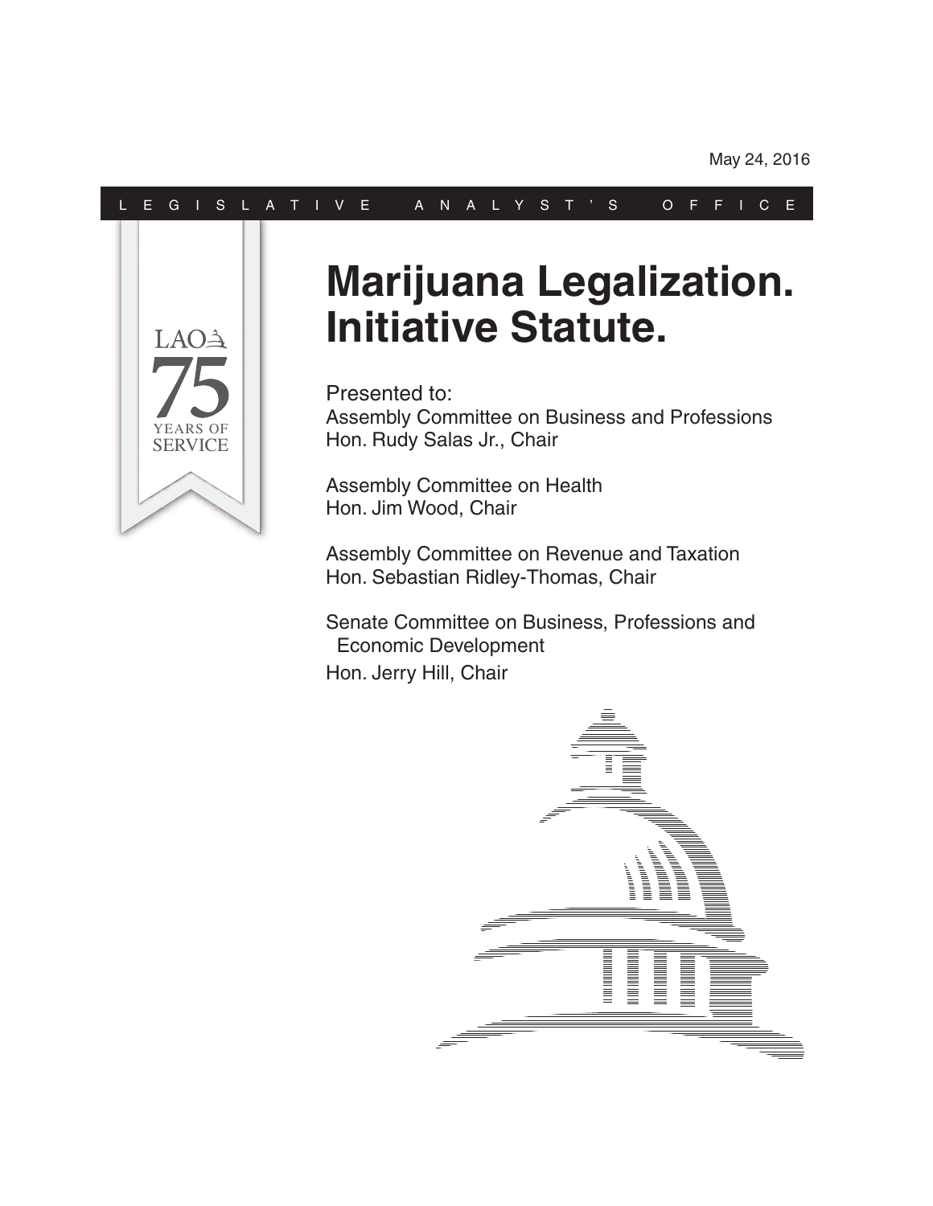May 24, 2016

LEGISLATIVE ANALYST'S OFFICE

LAO 75 YEARS OF SERVICE

# Marijuana Legalization. Initiative Statute.

Presented to:

Assembly Committee on Business and Professions
Hon. Rudy Salas Jr., Chair

Assembly Committee on Health
Hon. Jim Wood, Chair

Assembly Committee on Revenue and Taxation
Hon. Sebastian Ridley-Thomas, Chair

Senate Committee on Business, Professions and Economic Development
Hon. Jerry Hill, Chair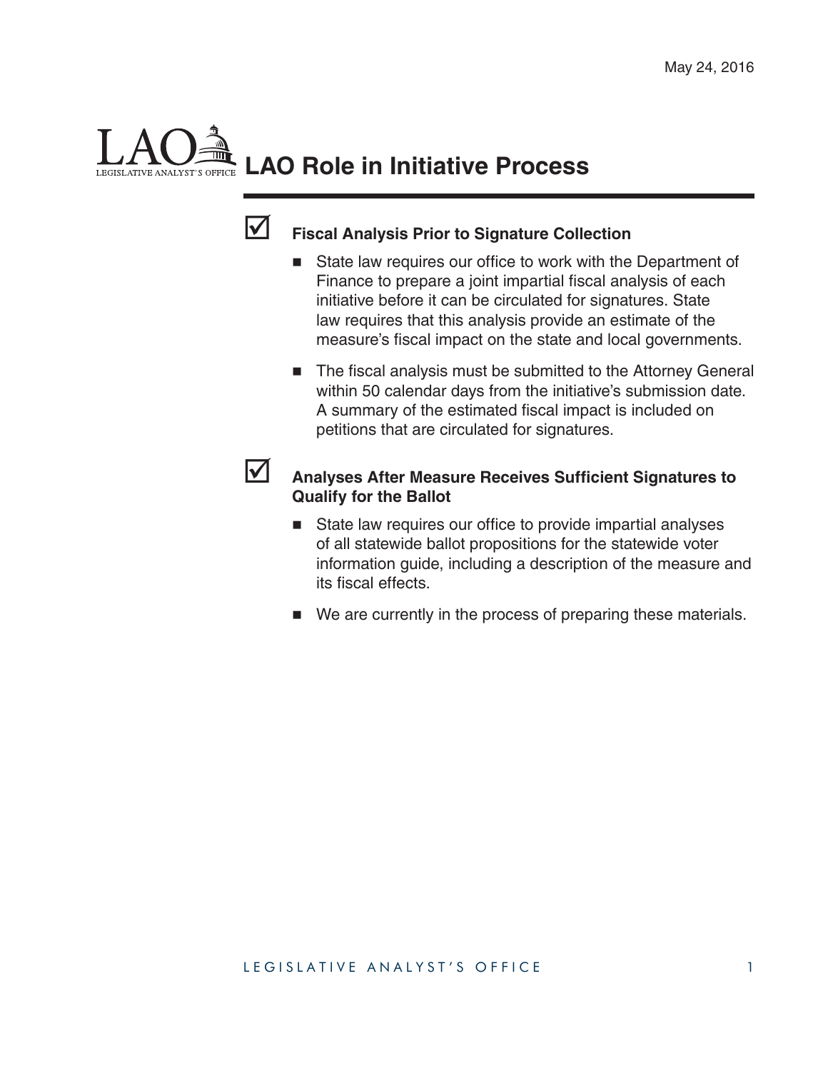May 24, 2016

# LAO Role in Initiative Process

☑ **Fiscal Analysis Prior to Signature Collection**

- State law requires our office to work with the Department of Finance to prepare a joint impartial fiscal analysis of each initiative before it can be circulated for signatures. State law requires that this analysis provide an estimate of the measure's fiscal impact on the state and local governments.
- The fiscal analysis must be submitted to the Attorney General within 50 calendar days from the initiative's submission date. A summary of the estimated fiscal impact is included on petitions that are circulated for signatures.

☑ **Analyses After Measure Receives Sufficient Signatures to Qualify for the Ballot**

- State law requires our office to provide impartial analyses of all statewide ballot propositions for the statewide voter information guide, including a description of the measure and its fiscal effects.
- We are currently in the process of preparing these materials.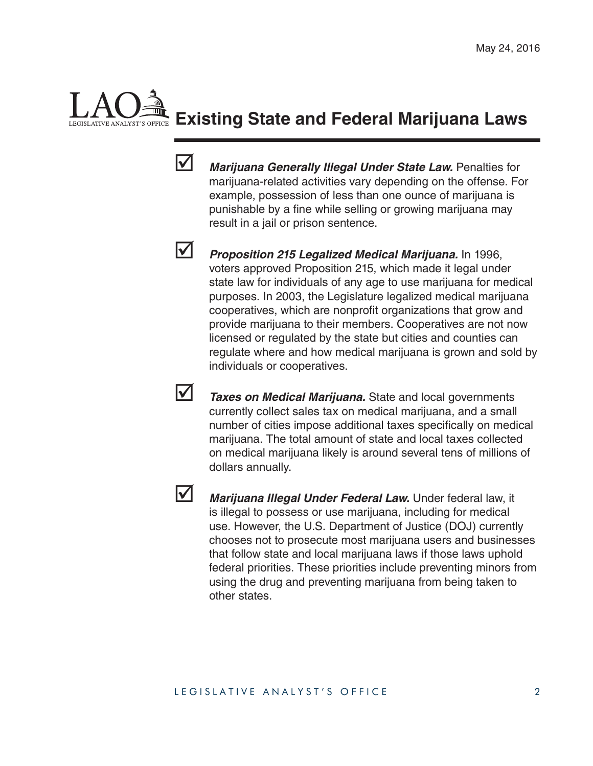May 24, 2016

# Existing State and Federal Marijuana Laws

- ***Marijuana Generally Illegal Under State Law.*** Penalties for marijuana-related activities vary depending on the offense. For example, possession of less than one ounce of marijuana is punishable by a fine while selling or growing marijuana may result in a jail or prison sentence.

- ***Proposition 215 Legalized Medical Marijuana.*** In 1996, voters approved Proposition 215, which made it legal under state law for individuals of any age to use marijuana for medical purposes. In 2003, the Legislature legalized medical marijuana cooperatives, which are nonprofit organizations that grow and provide marijuana to their members. Cooperatives are not now licensed or regulated by the state but cities and counties can regulate where and how medical marijuana is grown and sold by individuals or cooperatives.

- ***Taxes on Medical Marijuana.*** State and local governments currently collect sales tax on medical marijuana, and a small number of cities impose additional taxes specifically on medical marijuana. The total amount of state and local taxes collected on medical marijuana likely is around several tens of millions of dollars annually.

- ***Marijuana Illegal Under Federal Law.*** Under federal law, it is illegal to possess or use marijuana, including for medical use. However, the U.S. Department of Justice (DOJ) currently chooses not to prosecute most marijuana users and businesses that follow state and local marijuana laws if those laws uphold federal priorities. These priorities include preventing minors from using the drug and preventing marijuana from being taken to other states.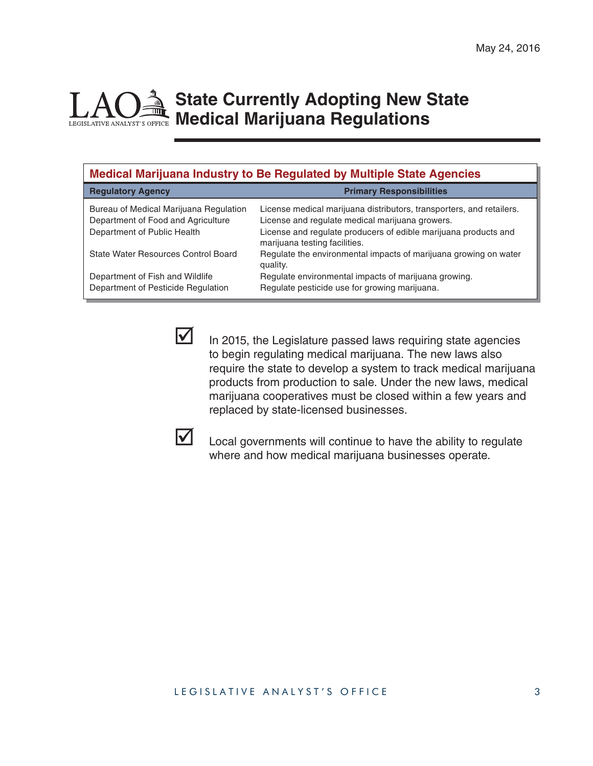May 24, 2016

# State Currently Adopting New State Medical Marijuana Regulations

**Medical Marijuana Industry to Be Regulated by Multiple State Agencies**

| Regulatory Agency | Primary Responsibilities |
| --- | --- |
| Bureau of Medical Marijuana Regulation | License medical marijuana distributors, transporters, and retailers. |
| Department of Food and Agriculture | License and regulate medical marijuana growers. |
| Department of Public Health | License and regulate producers of edible marijuana products and marijuana testing facilities. |
| State Water Resources Control Board | Regulate the environmental impacts of marijuana growing on water quality. |
| Department of Fish and Wildlife | Regulate environmental impacts of marijuana growing. |
| Department of Pesticide Regulation | Regulate pesticide use for growing marijuana. |

- ☑ In 2015, the Legislature passed laws requiring state agencies to begin regulating medical marijuana. The new laws also require the state to develop a system to track medical marijuana products from production to sale. Under the new laws, medical marijuana cooperatives must be closed within a few years and replaced by state-licensed businesses.

- ☑ Local governments will continue to have the ability to regulate where and how medical marijuana businesses operate.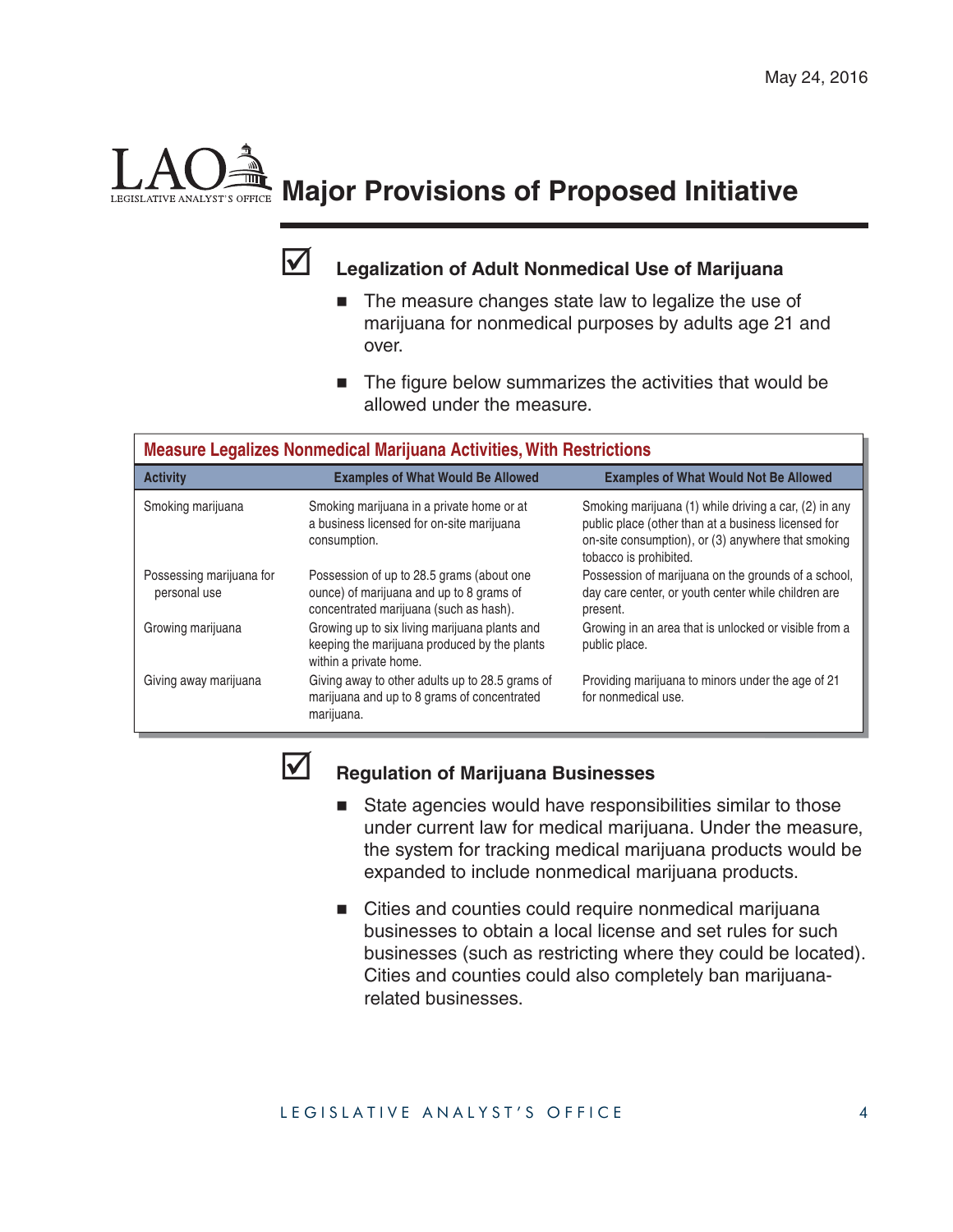May 24, 2016

# Major Provisions of Proposed Initiative

### Legalization of Adult Nonmedical Use of Marijuana

- The measure changes state law to legalize the use of marijuana for nonmedical purposes by adults age 21 and over.
- The figure below summarizes the activities that would be allowed under the measure.

**Measure Legalizes Nonmedical Marijuana Activities, With Restrictions**

| Activity | Examples of What Would Be Allowed | Examples of What Would Not Be Allowed |
|---|---|---|
| Smoking marijuana | Smoking marijuana in a private home or at a business licensed for on-site marijuana consumption. | Smoking marijuana (1) while driving a car, (2) in any public place (other than at a business licensed for on-site consumption), or (3) anywhere that smoking tobacco is prohibited. |
| Possessing marijuana for personal use | Possession of up to 28.5 grams (about one ounce) of marijuana and up to 8 grams of concentrated marijuana (such as hash). | Possession of marijuana on the grounds of a school, day care center, or youth center while children are present. |
| Growing marijuana | Growing up to six living marijuana plants and keeping the marijuana produced by the plants within a private home. | Growing in an area that is unlocked or visible from a public place. |
| Giving away marijuana | Giving away to other adults up to 28.5 grams of marijuana and up to 8 grams of concentrated marijuana. | Providing marijuana to minors under the age of 21 for nonmedical use. |

### Regulation of Marijuana Businesses

- State agencies would have responsibilities similar to those under current law for medical marijuana. Under the measure, the system for tracking medical marijuana products would be expanded to include nonmedical marijuana products.
- Cities and counties could require nonmedical marijuana businesses to obtain a local license and set rules for such businesses (such as restricting where they could be located). Cities and counties could also completely ban marijuana-related businesses.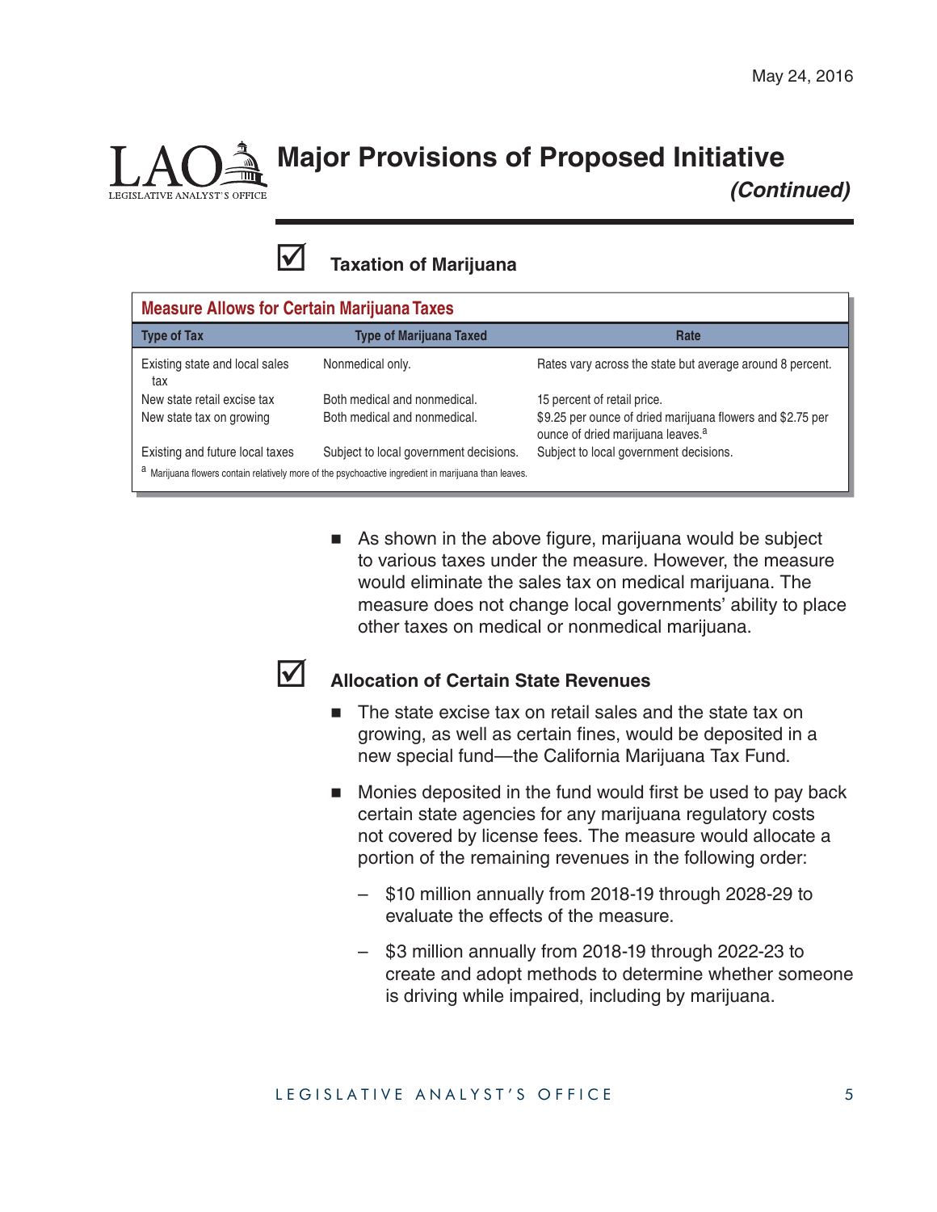May 24, 2016

# Major Provisions of Proposed Initiative *(Continued)*

## ☑ Taxation of Marijuana

**Measure Allows for Certain Marijuana Taxes**

| Type of Tax | Type of Marijuana Taxed | Rate |
|---|---|---|
| Existing state and local sales tax | Nonmedical only. | Rates vary across the state but average around 8 percent. |
| New state retail excise tax | Both medical and nonmedical. | 15 percent of retail price. |
| New state tax on growing | Both medical and nonmedical. | $9.25 per ounce of dried marijuana flowers and $2.75 per ounce of dried marijuana leaves.[a] |
| Existing and future local taxes | Subject to local government decisions. | Subject to local government decisions. |

[a] Marijuana flowers contain relatively more of the psychoactive ingredient in marijuana than leaves.

- As shown in the above figure, marijuana would be subject to various taxes under the measure. However, the measure would eliminate the sales tax on medical marijuana. The measure does not change local governments' ability to place other taxes on medical or nonmedical marijuana.

## ☑ Allocation of Certain State Revenues

- The state excise tax on retail sales and the state tax on growing, as well as certain fines, would be deposited in a new special fund—the California Marijuana Tax Fund.
- Monies deposited in the fund would first be used to pay back certain state agencies for any marijuana regulatory costs not covered by license fees. The measure would allocate a portion of the remaining revenues in the following order:
  - $10 million annually from 2018-19 through 2028-29 to evaluate the effects of the measure.
  - $3 million annually from 2018-19 through 2022-23 to create and adopt methods to determine whether someone is driving while impaired, including by marijuana.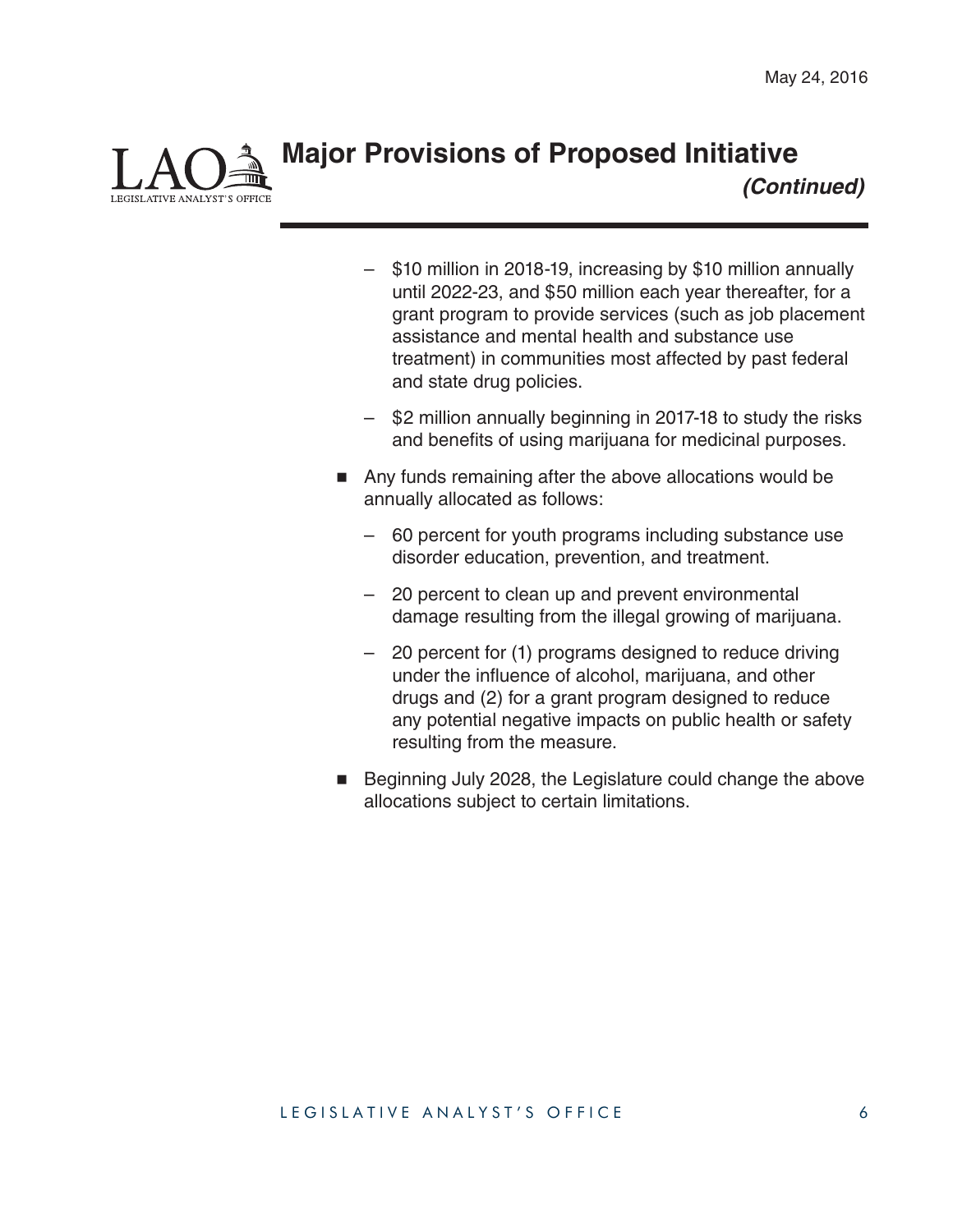## Major Provisions of Proposed Initiative *(Continued)*

- $10 million in 2018-19, increasing by $10 million annually until 2022-23, and $50 million each year thereafter, for a grant program to provide services (such as job placement assistance and mental health and substance use treatment) in communities most affected by past federal and state drug policies.
- $2 million annually beginning in 2017-18 to study the risks and benefits of using marijuana for medicinal purposes.

- Any funds remaining after the above allocations would be annually allocated as follows:
  - 60 percent for youth programs including substance use disorder education, prevention, and treatment.
  - 20 percent to clean up and prevent environmental damage resulting from the illegal growing of marijuana.
  - 20 percent for (1) programs designed to reduce driving under the influence of alcohol, marijuana, and other drugs and (2) for a grant program designed to reduce any potential negative impacts on public health or safety resulting from the measure.
- Beginning July 2028, the Legislature could change the above allocations subject to certain limitations.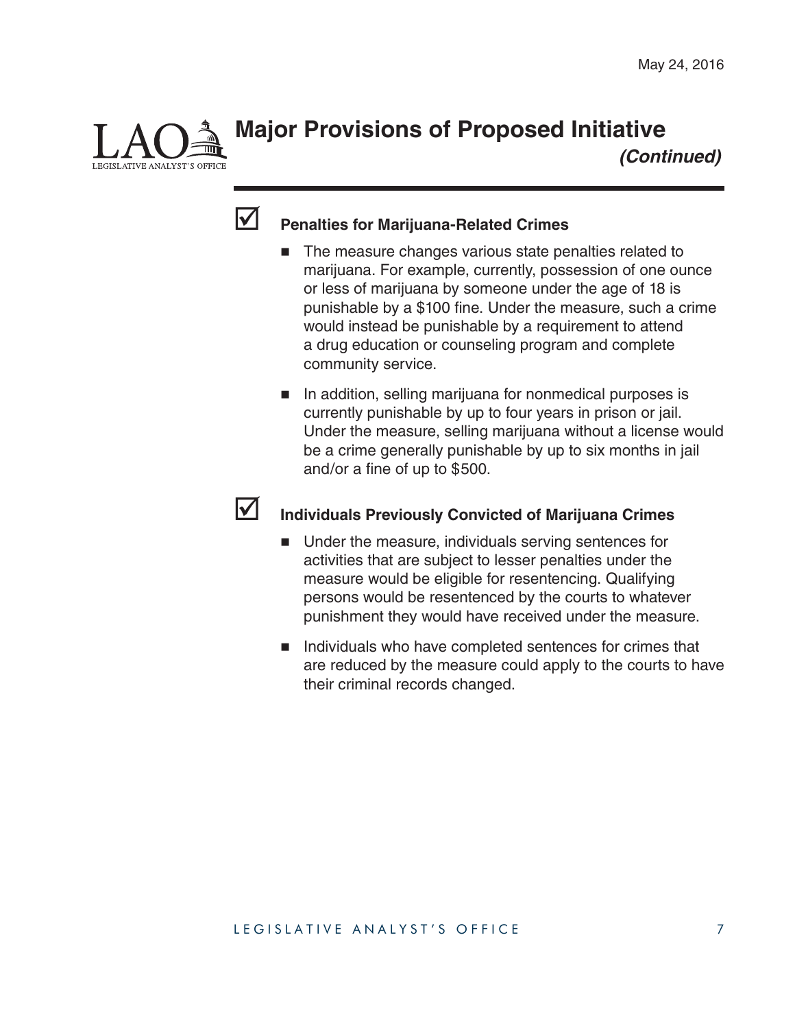# Major Provisions of Proposed Initiative *(Continued)*

## ☑ Penalties for Marijuana-Related Crimes

- The measure changes various state penalties related to marijuana. For example, currently, possession of one ounce or less of marijuana by someone under the age of 18 is punishable by a $100 fine. Under the measure, such a crime would instead be punishable by a requirement to attend a drug education or counseling program and complete community service.
- In addition, selling marijuana for nonmedical purposes is currently punishable by up to four years in prison or jail. Under the measure, selling marijuana without a license would be a crime generally punishable by up to six months in jail and/or a fine of up to $500.

## ☑ Individuals Previously Convicted of Marijuana Crimes

- Under the measure, individuals serving sentences for activities that are subject to lesser penalties under the measure would be eligible for resentencing. Qualifying persons would be resentenced by the courts to whatever punishment they would have received under the measure.
- Individuals who have completed sentences for crimes that are reduced by the measure could apply to the courts to have their criminal records changed.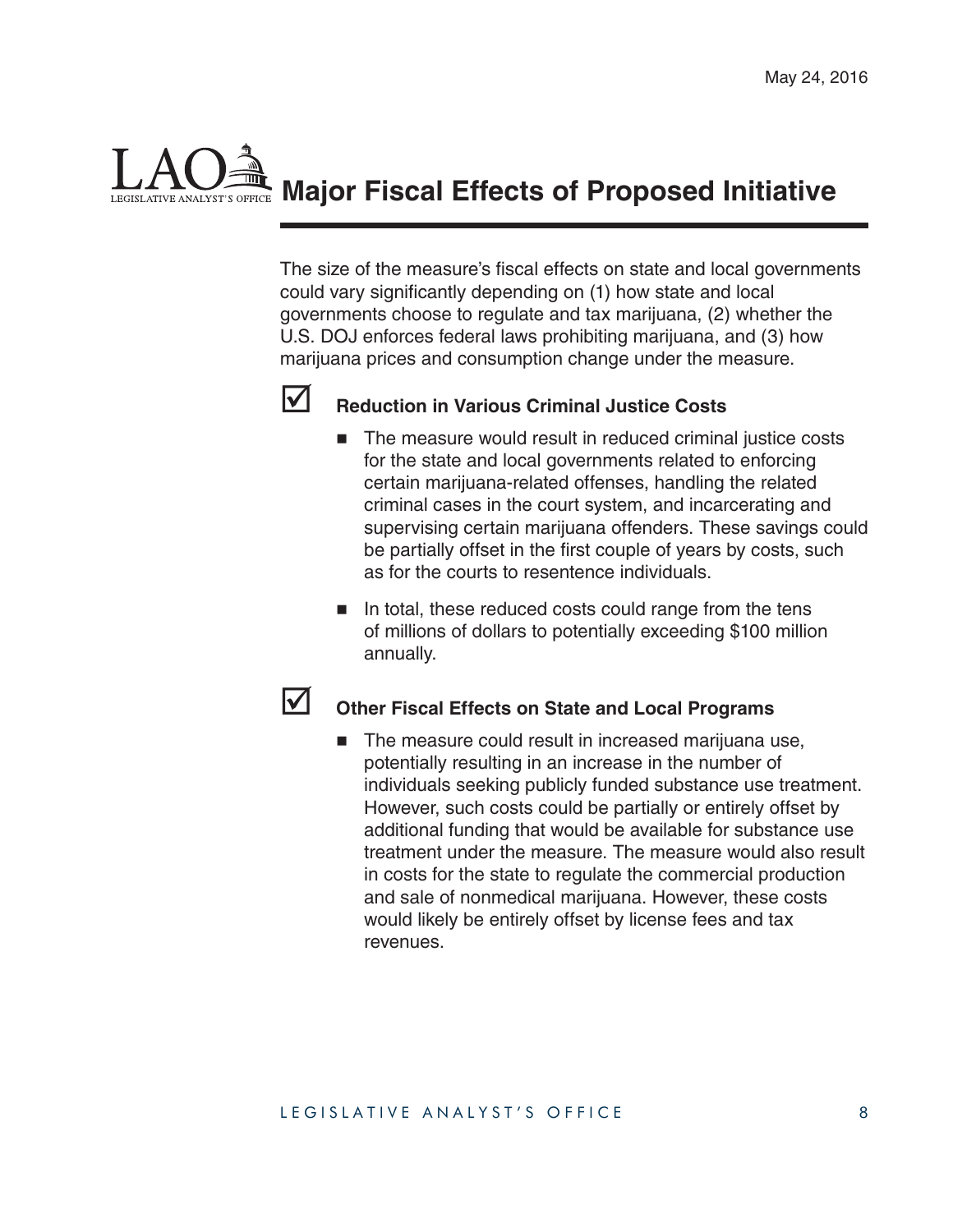May 24, 2016

# Major Fiscal Effects of Proposed Initiative

The size of the measure's fiscal effects on state and local governments could vary significantly depending on (1) how state and local governments choose to regulate and tax marijuana, (2) whether the U.S. DOJ enforces federal laws prohibiting marijuana, and (3) how marijuana prices and consumption change under the measure.

☑ **Reduction in Various Criminal Justice Costs**

- The measure would result in reduced criminal justice costs for the state and local governments related to enforcing certain marijuana-related offenses, handling the related criminal cases in the court system, and incarcerating and supervising certain marijuana offenders. These savings could be partially offset in the first couple of years by costs, such as for the courts to resentence individuals.
- In total, these reduced costs could range from the tens of millions of dollars to potentially exceeding $100 million annually.

☑ **Other Fiscal Effects on State and Local Programs**

- The measure could result in increased marijuana use, potentially resulting in an increase in the number of individuals seeking publicly funded substance use treatment. However, such costs could be partially or entirely offset by additional funding that would be available for substance use treatment under the measure. The measure would also result in costs for the state to regulate the commercial production and sale of nonmedical marijuana. However, these costs would likely be entirely offset by license fees and tax revenues.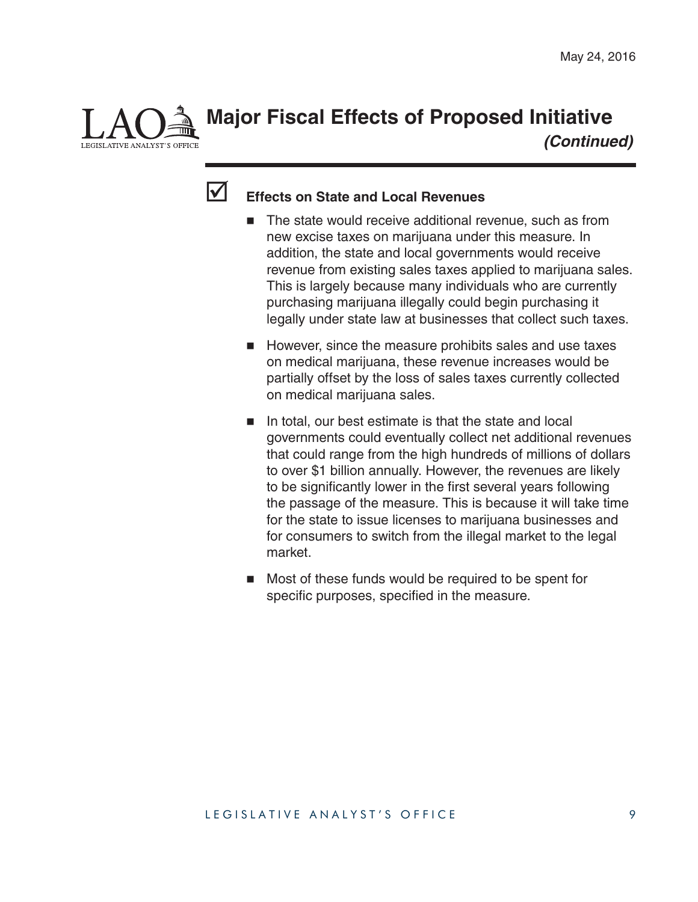# Major Fiscal Effects of Proposed Initiative *(Continued)*

## ☑ Effects on State and Local Revenues

- The state would receive additional revenue, such as from new excise taxes on marijuana under this measure. In addition, the state and local governments would receive revenue from existing sales taxes applied to marijuana sales. This is largely because many individuals who are currently purchasing marijuana illegally could begin purchasing it legally under state law at businesses that collect such taxes.
- However, since the measure prohibits sales and use taxes on medical marijuana, these revenue increases would be partially offset by the loss of sales taxes currently collected on medical marijuana sales.
- In total, our best estimate is that the state and local governments could eventually collect net additional revenues that could range from the high hundreds of millions of dollars to over $1 billion annually. However, the revenues are likely to be significantly lower in the first several years following the passage of the measure. This is because it will take time for the state to issue licenses to marijuana businesses and for consumers to switch from the illegal market to the legal market.
- Most of these funds would be required to be spent for specific purposes, specified in the measure.